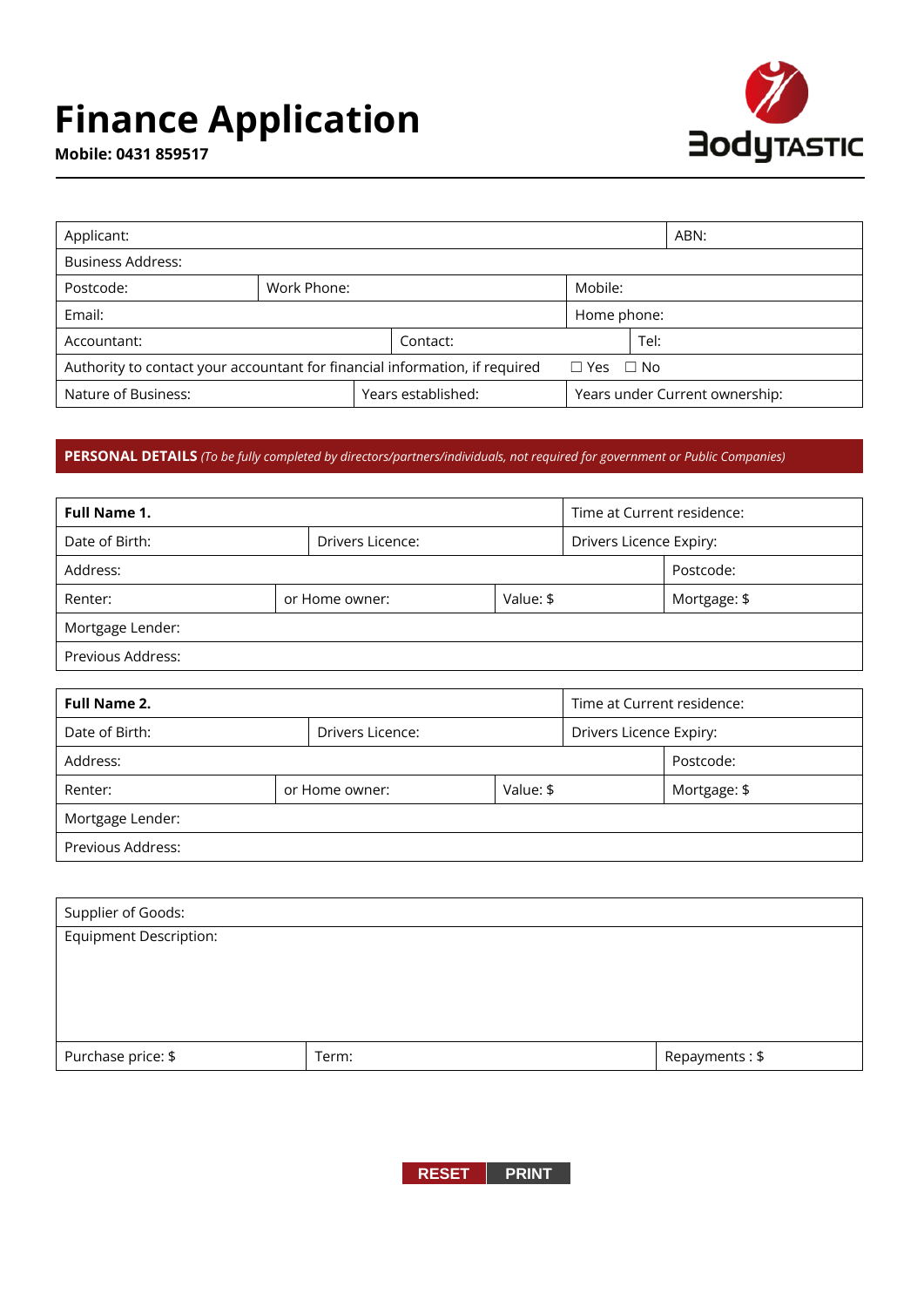# Finance Application

**Mobile: 0431 859517**

BodyTASTIC

| Applicant: | | | | ABN: |
|---|---|---|---|---|
| Business Address: | | | | |
| Postcode: | Work Phone: | | Mobile: | |
| Email: | | | Home phone: | |
| Accountant: | | Contact: | | Tel: |
| Authority to contact your accountant for financial information, if required | | | ☐ Yes ☐ No | |
| Nature of Business: | | Years established: | Years under Current ownership: | |

**PERSONAL DETAILS** *(To be fully completed by directors/partners/individuals, not required for government or Public Companies)*

| **Full Name 1.** | | | Time at Current residence: |
|---|---|---|---|
| Date of Birth: | Drivers Licence: | | Drivers Licence Expiry: |
| Address: | | | Postcode: |
| Renter: | or Home owner: | Value: $ | Mortgage: $ |
| Mortgage Lender: | | | |
| Previous Address: | | | |

| **Full Name 2.** | | | Time at Current residence: |
|---|---|---|---|
| Date of Birth: | Drivers Licence: | | Drivers Licence Expiry: |
| Address: | | | Postcode: |
| Renter: | or Home owner: | Value: $ | Mortgage: $ |
| Mortgage Lender: | | | |
| Previous Address: | | | |

| Supplier of Goods: | | |
|---|---|---|
| Equipment Description: | | |
| Purchase price: $ | Term: | Repayments : $ |

RESET PRINT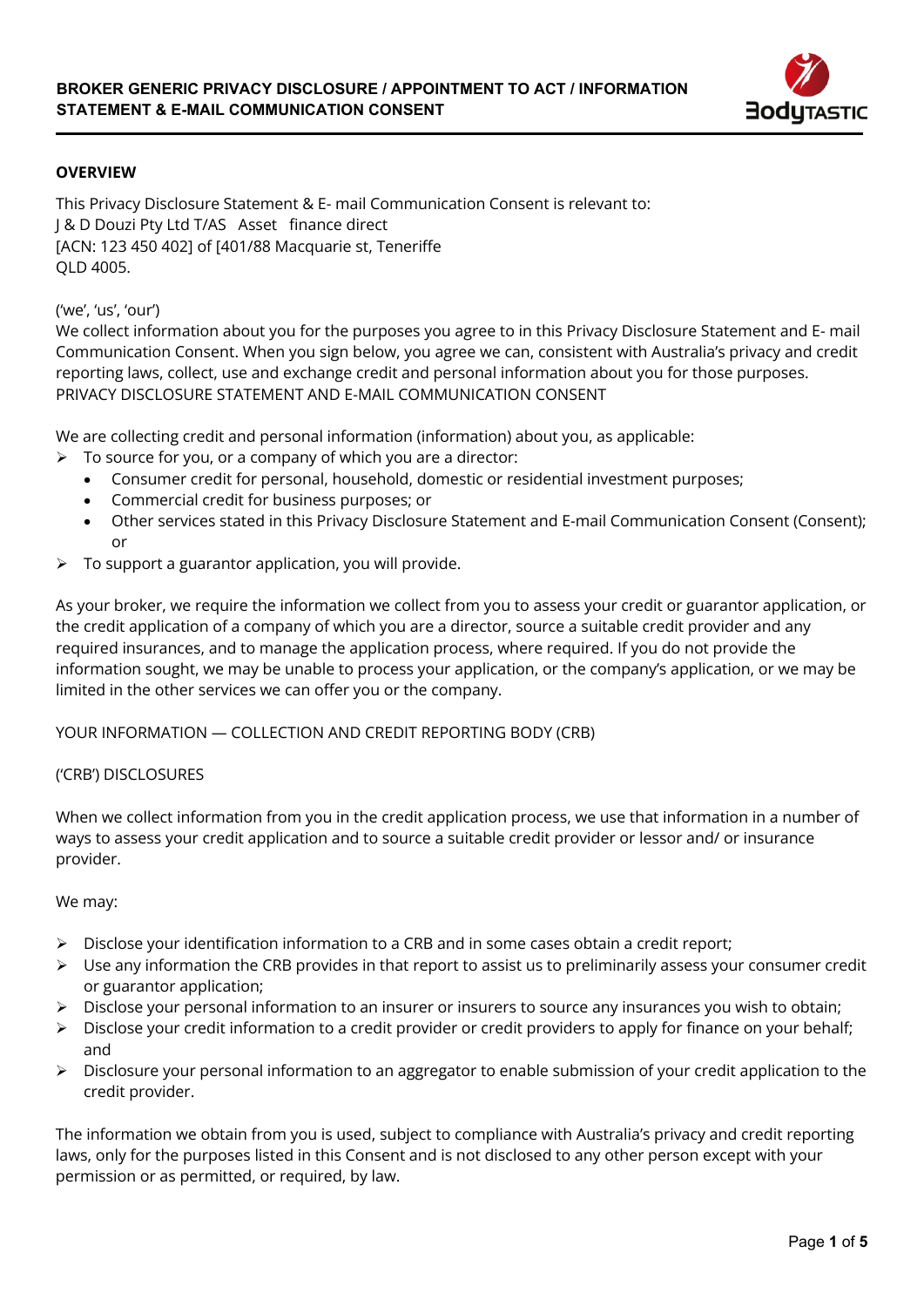# BROKER GENERIC PRIVACY DISCLOSURE / APPOINTMENT TO ACT / INFORMATION STATEMENT & E-MAIL COMMUNICATION CONSENT

## OVERVIEW

This Privacy Disclosure Statement & E- mail Communication Consent is relevant to:
J & D Douzi Pty Ltd T/AS Asset finance direct
[ACN: 123 450 402] of [401/88 Macquarie st, Teneriffe
QLD 4005.

('we', 'us', 'our')
We collect information about you for the purposes you agree to in this Privacy Disclosure Statement and E- mail Communication Consent. When you sign below, you agree we can, consistent with Australia's privacy and credit reporting laws, collect, use and exchange credit and personal information about you for those purposes.
PRIVACY DISCLOSURE STATEMENT AND E-MAIL COMMUNICATION CONSENT

We are collecting credit and personal information (information) about you, as applicable:

- To source for you, or a company of which you are a director:
  - Consumer credit for personal, household, domestic or residential investment purposes;
  - Commercial credit for business purposes; or
  - Other services stated in this Privacy Disclosure Statement and E-mail Communication Consent (Consent); or
- To support a guarantor application, you will provide.

As your broker, we require the information we collect from you to assess your credit or guarantor application, or the credit application of a company of which you are a director, source a suitable credit provider and any required insurances, and to manage the application process, where required. If you do not provide the information sought, we may be unable to process your application, or the company's application, or we may be limited in the other services we can offer you or the company.

YOUR INFORMATION — COLLECTION AND CREDIT REPORTING BODY (CRB)

('CRB') DISCLOSURES

When we collect information from you in the credit application process, we use that information in a number of ways to assess your credit application and to source a suitable credit provider or lessor and/ or insurance provider.

We may:

- Disclose your identification information to a CRB and in some cases obtain a credit report;
- Use any information the CRB provides in that report to assist us to preliminarily assess your consumer credit or guarantor application;
- Disclose your personal information to an insurer or insurers to source any insurances you wish to obtain;
- Disclose your credit information to a credit provider or credit providers to apply for finance on your behalf; and
- Disclosure your personal information to an aggregator to enable submission of your credit application to the credit provider.

The information we obtain from you is used, subject to compliance with Australia's privacy and credit reporting laws, only for the purposes listed in this Consent and is not disclosed to any other person except with your permission or as permitted, or required, by law.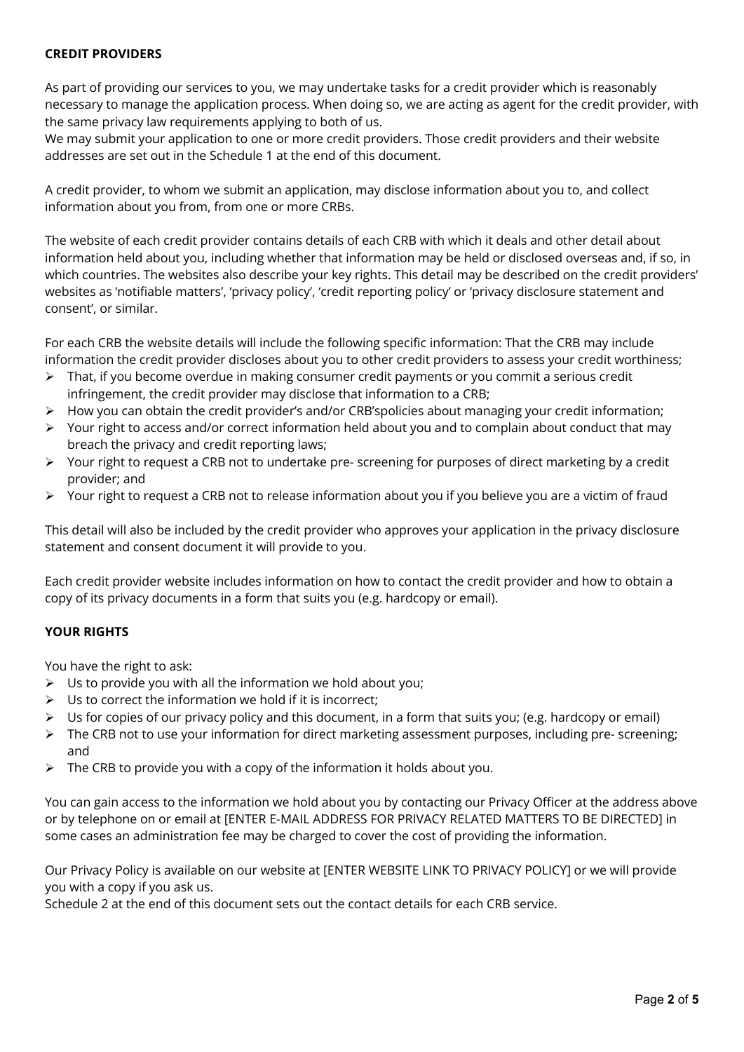**CREDIT PROVIDERS**

As part of providing our services to you, we may undertake tasks for a credit provider which is reasonably necessary to manage the application process. When doing so, we are acting as agent for the credit provider, with the same privacy law requirements applying to both of us.
We may submit your application to one or more credit providers. Those credit providers and their website addresses are set out in the Schedule 1 at the end of this document.

A credit provider, to whom we submit an application, may disclose information about you to, and collect information about you from, from one or more CRBs.

The website of each credit provider contains details of each CRB with which it deals and other detail about information held about you, including whether that information may be held or disclosed overseas and, if so, in which countries. The websites also describe your key rights. This detail may be described on the credit providers' websites as 'notifiable matters', 'privacy policy', 'credit reporting policy' or 'privacy disclosure statement and consent', or similar.

For each CRB the website details will include the following specific information: That the CRB may include information the credit provider discloses about you to other credit providers to assess your credit worthiness;

- That, if you become overdue in making consumer credit payments or you commit a serious credit infringement, the credit provider may disclose that information to a CRB;
- How you can obtain the credit provider's and/or CRB'spolicies about managing your credit information;
- Your right to access and/or correct information held about you and to complain about conduct that may breach the privacy and credit reporting laws;
- Your right to request a CRB not to undertake pre- screening for purposes of direct marketing by a credit provider; and
- Your right to request a CRB not to release information about you if you believe you are a victim of fraud

This detail will also be included by the credit provider who approves your application in the privacy disclosure statement and consent document it will provide to you.

Each credit provider website includes information on how to contact the credit provider and how to obtain a copy of its privacy documents in a form that suits you (e.g. hardcopy or email).

**YOUR RIGHTS**

You have the right to ask:

- Us to provide you with all the information we hold about you;
- Us to correct the information we hold if it is incorrect;
- Us for copies of our privacy policy and this document, in a form that suits you; (e.g. hardcopy or email)
- The CRB not to use your information for direct marketing assessment purposes, including pre- screening; and
- The CRB to provide you with a copy of the information it holds about you.

You can gain access to the information we hold about you by contacting our Privacy Officer at the address above or by telephone on or email at [ENTER E-MAIL ADDRESS FOR PRIVACY RELATED MATTERS TO BE DIRECTED] in some cases an administration fee may be charged to cover the cost of providing the information.

Our Privacy Policy is available on our website at [ENTER WEBSITE LINK TO PRIVACY POLICY] or we will provide you with a copy if you ask us.
Schedule 2 at the end of this document sets out the contact details for each CRB service.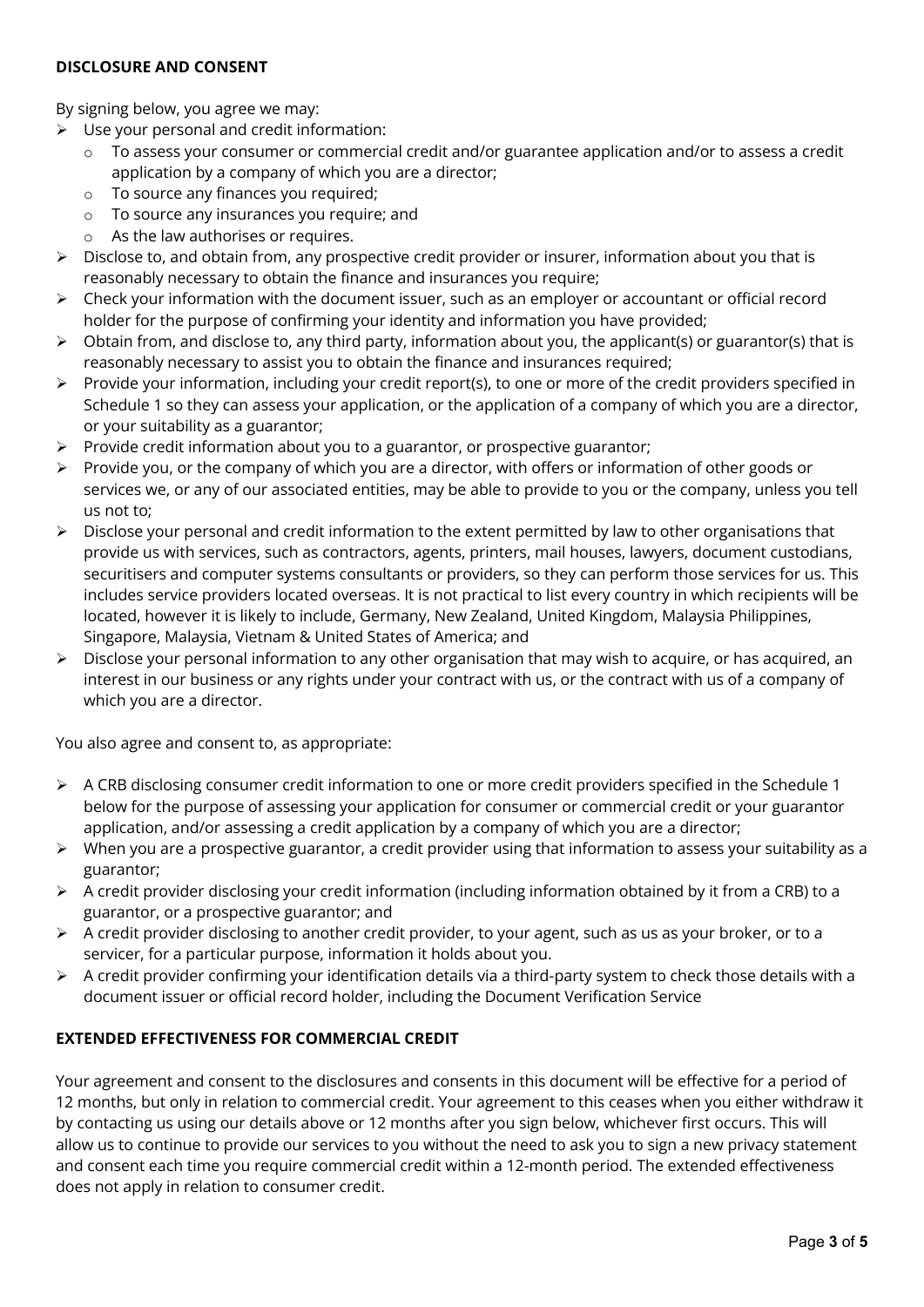**DISCLOSURE AND CONSENT**

By signing below, you agree we may:

- Use your personal and credit information:
  - To assess your consumer or commercial credit and/or guarantee application and/or to assess a credit application by a company of which you are a director;
  - To source any finances you required;
  - To source any insurances you require; and
  - As the law authorises or requires.
- Disclose to, and obtain from, any prospective credit provider or insurer, information about you that is reasonably necessary to obtain the finance and insurances you require;
- Check your information with the document issuer, such as an employer or accountant or official record holder for the purpose of confirming your identity and information you have provided;
- Obtain from, and disclose to, any third party, information about you, the applicant(s) or guarantor(s) that is reasonably necessary to assist you to obtain the finance and insurances required;
- Provide your information, including your credit report(s), to one or more of the credit providers specified in Schedule 1 so they can assess your application, or the application of a company of which you are a director, or your suitability as a guarantor;
- Provide credit information about you to a guarantor, or prospective guarantor;
- Provide you, or the company of which you are a director, with offers or information of other goods or services we, or any of our associated entities, may be able to provide to you or the company, unless you tell us not to;
- Disclose your personal and credit information to the extent permitted by law to other organisations that provide us with services, such as contractors, agents, printers, mail houses, lawyers, document custodians, securitisers and computer systems consultants or providers, so they can perform those services for us. This includes service providers located overseas. It is not practical to list every country in which recipients will be located, however it is likely to include, Germany, New Zealand, United Kingdom, Malaysia Philippines, Singapore, Malaysia, Vietnam & United States of America; and
- Disclose your personal information to any other organisation that may wish to acquire, or has acquired, an interest in our business or any rights under your contract with us, or the contract with us of a company of which you are a director.

You also agree and consent to, as appropriate:

- A CRB disclosing consumer credit information to one or more credit providers specified in the Schedule 1 below for the purpose of assessing your application for consumer or commercial credit or your guarantor application, and/or assessing a credit application by a company of which you are a director;
- When you are a prospective guarantor, a credit provider using that information to assess your suitability as a guarantor;
- A credit provider disclosing your credit information (including information obtained by it from a CRB) to a guarantor, or a prospective guarantor; and
- A credit provider disclosing to another credit provider, to your agent, such as us as your broker, or to a servicer, for a particular purpose, information it holds about you.
- A credit provider confirming your identification details via a third-party system to check those details with a document issuer or official record holder, including the Document Verification Service

**EXTENDED EFFECTIVENESS FOR COMMERCIAL CREDIT**

Your agreement and consent to the disclosures and consents in this document will be effective for a period of 12 months, but only in relation to commercial credit. Your agreement to this ceases when you either withdraw it by contacting us using our details above or 12 months after you sign below, whichever first occurs. This will allow us to continue to provide our services to you without the need to ask you to sign a new privacy statement and consent each time you require commercial credit within a 12-month period. The extended effectiveness does not apply in relation to consumer credit.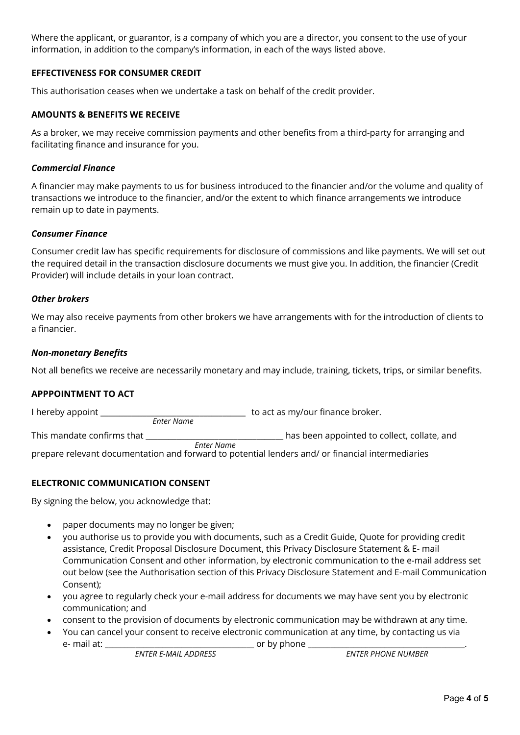Where the applicant, or guarantor, is a company of which you are a director, you consent to the use of your information, in addition to the company's information, in each of the ways listed above.

### EFFECTIVENESS FOR CONSUMER CREDIT

This authorisation ceases when we undertake a task on behalf of the credit provider.

### AMOUNTS & BENEFITS WE RECEIVE

As a broker, we may receive commission payments and other benefits from a third-party for arranging and facilitating finance and insurance for you.

#### *Commercial Finance*

A financier may make payments to us for business introduced to the financier and/or the volume and quality of transactions we introduce to the financier, and/or the extent to which finance arrangements we introduce remain up to date in payments.

#### *Consumer Finance*

Consumer credit law has specific requirements for disclosure of commissions and like payments. We will set out the required detail in the transaction disclosure documents we must give you. In addition, the financier (Credit Provider) will include details in your loan contract.

#### *Other brokers*

We may also receive payments from other brokers we have arrangements with for the introduction of clients to a financier.

#### *Non-monetary Benefits*

Not all benefits we receive are necessarily monetary and may include, training, tickets, trips, or similar benefits.

### APPPOINTMENT TO ACT

I hereby appoint ____________________________________ to act as my/our finance broker.
*Enter Name*

This mandate confirms that __________________________________ has been appointed to collect, collate, and
*Enter Name*
prepare relevant documentation and forward to potential lenders and/ or financial intermediaries

### ELECTRONIC COMMUNICATION CONSENT

By signing the below, you acknowledge that:

- paper documents may no longer be given;
- you authorise us to provide you with documents, such as a Credit Guide, Quote for providing credit assistance, Credit Proposal Disclosure Document, this Privacy Disclosure Statement & E- mail Communication Consent and other information, by electronic communication to the e-mail address set out below (see the Authorisation section of this Privacy Disclosure Statement and E-mail Communication Consent);
- you agree to regularly check your e-mail address for documents we may have sent you by electronic communication; and
- consent to the provision of documents by electronic communication may be withdrawn at any time.
- You can cancel your consent to receive electronic communication at any time, by contacting us via e- mail at: ____________________________________ or by phone ______________________________________.
  *ENTER E-MAIL ADDRESS* *ENTER PHONE NUMBER*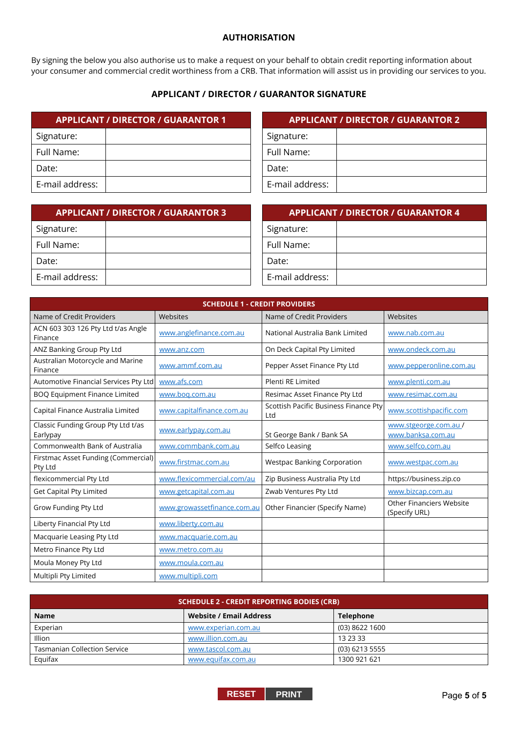## AUTHORISATION

By signing the below you also authorise us to make a request on your behalf to obtain credit reporting information about your consumer and commercial credit worthiness from a CRB. That information will assist us in providing our services to you.

### APPLICANT / DIRECTOR / GUARANTOR SIGNATURE

| APPLICANT / DIRECTOR / GUARANTOR 1 | |
|---|---|
| Signature: | |
| Full Name: | |
| Date: | |
| E-mail address: | |

| APPLICANT / DIRECTOR / GUARANTOR 2 | |
|---|---|
| Signature: | |
| Full Name: | |
| Date: | |
| E-mail address: | |

| APPLICANT / DIRECTOR / GUARANTOR 3 | |
|---|---|
| Signature: | |
| Full Name: | |
| Date: | |
| E-mail address: | |

| APPLICANT / DIRECTOR / GUARANTOR 4 | |
|---|---|
| Signature: | |
| Full Name: | |
| Date: | |
| E-mail address: | |

**SCHEDULE 1 - CREDIT PROVIDERS**

| Name of Credit Providers | Websites | Name of Credit Providers | Websites |
|---|---|---|---|
| ACN 603 303 126 Pty Ltd t/as Angle Finance | www.anglefinance.com.au | National Australia Bank Limited | www.nab.com.au |
| ANZ Banking Group Pty Ltd | www.anz.com | On Deck Capital Pty Limited | www.ondeck.com.au |
| Australian Motorcycle and Marine Finance | www.ammf.com.au | Pepper Asset Finance Pty Ltd | www.pepperonline.com.au |
| Automotive Financial Services Pty Ltd | www.afs.com | Plenti RE Limited | www.plenti.com.au |
| BOQ Equipment Finance Limited | www.boq.com.au | Resimac Asset Finance Pty Ltd | www.resimac.com.au |
| Capital Finance Australia Limited | www.capitalfinance.com.au | Scottish Pacific Business Finance Pty Ltd | www.scottishpacific.com |
| Classic Funding Group Pty Ltd t/as Earlypay | www.earlypay.com.au | St George Bank / Bank SA | www.stgeorge.com.au / www.banksa.com.au |
| Commonwealth Bank of Australia | www.commbank.com.au | Selfco Leasing | www.selfco.com.au |
| Firstmac Asset Funding (Commercial) Pty Ltd | www.firstmac.com.au | Westpac Banking Corporation | www.westpac.com.au |
| flexicommercial Pty Ltd | www.flexicommercial.com/au | Zip Business Australia Pty Ltd | https://business.zip.co |
| Get Capital Pty Limited | www.getcapital.com.au | Zwab Ventures Pty Ltd | www.bizcap.com.au |
| Grow Funding Pty Ltd | www.growassetfinance.com.au | Other Financier (Specify Name) | Other Financiers Website (Specify URL) |
| Liberty Financial Pty Ltd | www.liberty.com.au | | |
| Macquarie Leasing Pty Ltd | www.macquarie.com.au | | |
| Metro Finance Pty Ltd | www.metro.com.au | | |
| Moula Money Pty Ltd | www.moula.com.au | | |
| Multipli Pty Limited | www.multipli.com | | |

**SCHEDULE 2 - CREDIT REPORTING BODIES (CRB)**

| Name | Website / Email Address | Telephone |
|---|---|---|
| Experian | www.experian.com.au | (03) 8622 1600 |
| Illion | www.illion.com.au | 13 23 33 |
| Tasmanian Collection Service | www.tascol.com.au | (03) 6213 5555 |
| Equifax | www.equifax.com.au | 1300 921 621 |

RESET PRINT